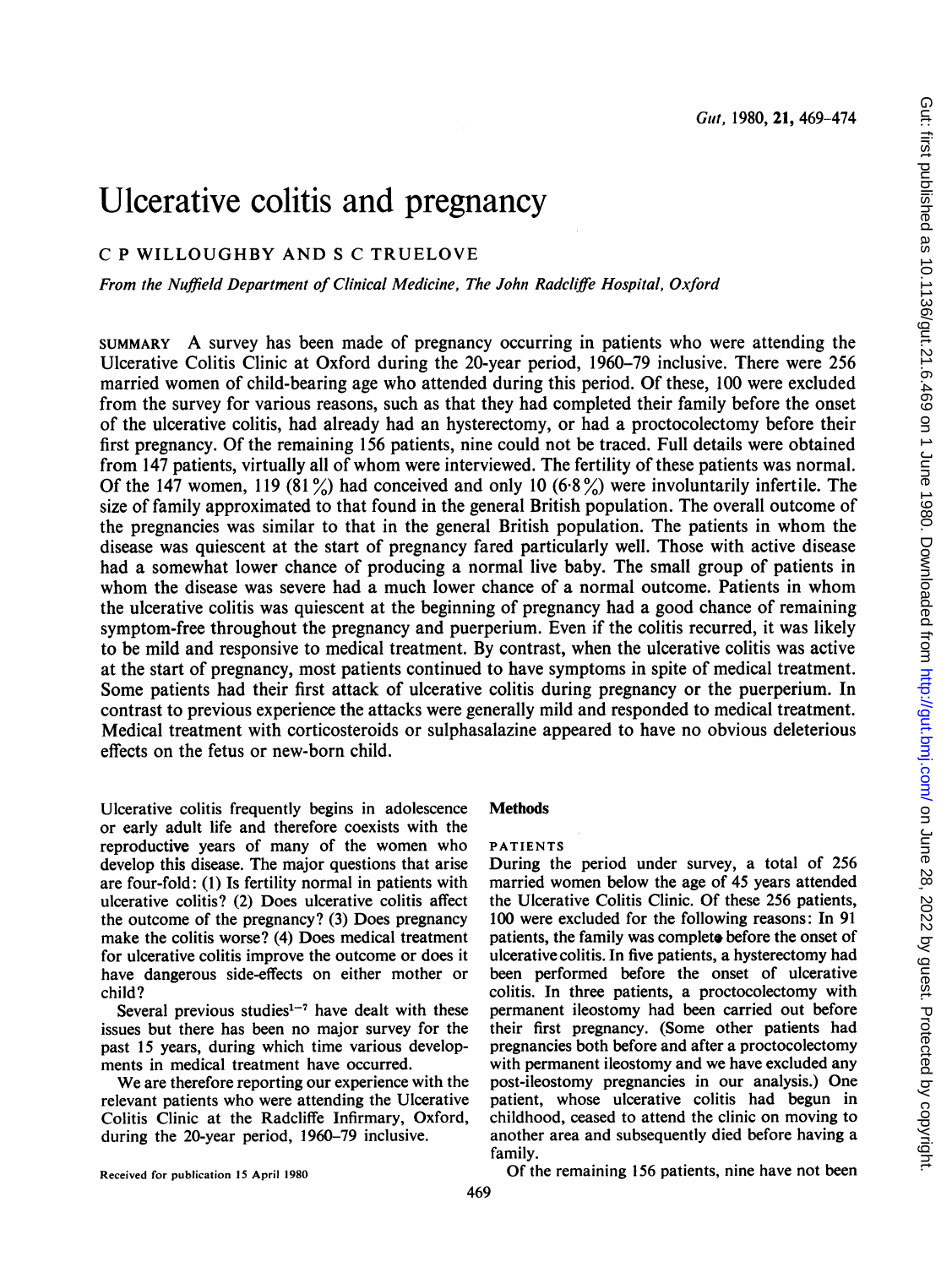# Ulcerative colitis and pregnancy

C P WILLOUGHBY AND S C TRUELOVE

*From the Nuffield Department of Clinical Medicine, The John Radcliffe Hospital, Oxford*

SUMMARY A survey has been made of pregnancy occurring in patients who were attending the Ulcerative Colitis Clinic at Oxford during the 20-year period, 1960–79 inclusive. There were 256 married women of child-bearing age who attended during this period. Of these, 100 were excluded from the survey for various reasons, such as that they had completed their family before the onset of the ulcerative colitis, had already had an hysterectomy, or had a proctocolectomy before their first pregnancy. Of the remaining 156 patients, nine could not be traced. Full details were obtained from 147 patients, virtually all of whom were interviewed. The fertility of these patients was normal. Of the 147 women, 119 (81%) had conceived and only 10 (6·8%) were involuntarily infertile. The size of family approximated to that found in the general British population. The overall outcome of the pregnancies was similar to that in the general British population. The patients in whom the disease was quiescent at the start of pregnancy fared particularly well. Those with active disease had a somewhat lower chance of producing a normal live baby. The small group of patients in whom the disease was severe had a much lower chance of a normal outcome. Patients in whom the ulcerative colitis was quiescent at the beginning of pregnancy had a good chance of remaining symptom-free throughout the pregnancy and puerperium. Even if the colitis recurred, it was likely to be mild and responsive to medical treatment. By contrast, when the ulcerative colitis was active at the start of pregnancy, most patients continued to have symptoms in spite of medical treatment. Some patients had their first attack of ulcerative colitis during pregnancy or the puerperium. In contrast to previous experience the attacks were generally mild and responded to medical treatment. Medical treatment with corticosteroids or sulphasalazine appeared to have no obvious deleterious effects on the fetus or new-born child.

Ulcerative colitis frequently begins in adolescence or early adult life and therefore coexists with the reproductive years of many of the women who develop this disease. The major questions that arise are four-fold: (1) Is fertility normal in patients with ulcerative colitis? (2) Does ulcerative colitis affect the outcome of the pregnancy? (3) Does pregnancy make the colitis worse? (4) Does medical treatment for ulcerative colitis improve the outcome or does it have dangerous side-effects on either mother or child?

Several previous studies[1–7] have dealt with these issues but there has been no major survey for the past 15 years, during which time various developments in medical treatment have occurred.

We are therefore reporting our experience with the relevant patients who were attending the Ulcerative Colitis Clinic at the Radcliffe Infirmary, Oxford, during the 20-year period, 1960–79 inclusive.

Received for publication 15 April 1980

## Methods

### PATIENTS

During the period under survey, a total of 256 married women below the age of 45 years attended the Ulcerative Colitis Clinic. Of these 256 patients, 100 were excluded for the following reasons: In 91 patients, the family was complete before the onset of ulcerative colitis. In five patients, a hysterectomy had been performed before the onset of ulcerative colitis. In three patients, a proctocolectomy with permanent ileostomy had been carried out before their first pregnancy. (Some other patients had pregnancies both before and after a proctocolectomy with permanent ileostomy and we have excluded any post-ileostomy pregnancies in our analysis.) One patient, whose ulcerative colitis had begun in childhood, ceased to attend the clinic on moving to another area and subsequently died before having a family.

Of the remaining 156 patients, nine have not been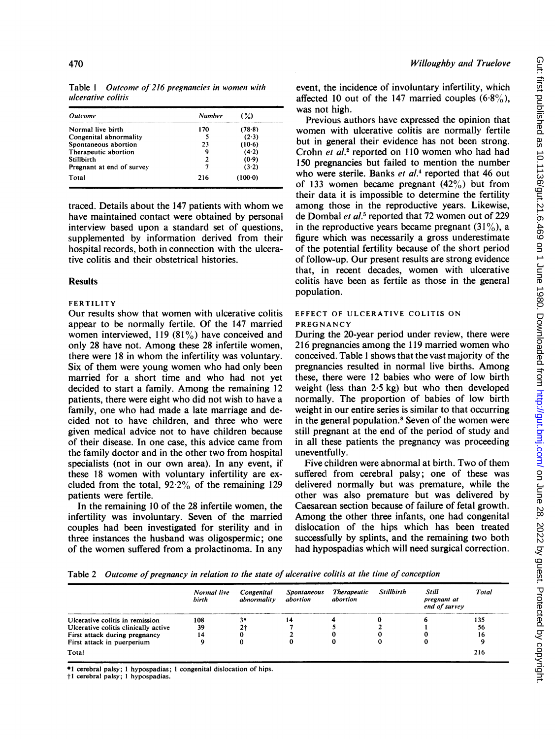Table 1 *Outcome of 216 pregnancies in women with ulcerative colitis*

| Outcome | Number | (%) |
|---|---|---|
| Normal live birth | 170 | (78·8) |
| Congenital abnormality | 5 | (2·3) |
| Spontaneous abortion | 23 | (10·6) |
| Therapeutic abortion | 9 | (4·2) |
| Stillbirth | 2 | (0·9) |
| Pregnant at end of survey | 7 | (3·2) |
| Total | 216 | (100·0) |

traced. Details about the 147 patients with whom we have maintained contact were obtained by personal interview based upon a standard set of questions, supplemented by information derived from their hospital records, both in connection with the ulcerative colitis and their obstetrical histories.

## Results

### FERTILITY

Our results show that women with ulcerative colitis appear to be normally fertile. Of the 147 married women interviewed, 119 (81%) have conceived and only 28 have not. Among these 28 infertile women, there were 18 in whom the infertility was voluntary. Six of them were young women who had only been married for a short time and who had not yet decided to start a family. Among the remaining 12 patients, there were eight who did not wish to have a family, one who had made a late marriage and decided not to have children, and three who were given medical advice not to have children because of their disease. In one case, this advice came from the family doctor and in the other two from hospital specialists (not in our own area). In any event, if these 18 women with voluntary infertility are excluded from the total, 92·2% of the remaining 129 patients were fertile.

In the remaining 10 of the 28 infertile women, the infertility was involuntary. Seven of the married couples had been investigated for sterility and in three instances the husband was oligospermic; one of the women suffered from a prolactinoma. In any event, the incidence of involuntary infertility, which affected 10 out of the 147 married couples (6·8%), was not high.

Previous authors have expressed the opinion that women with ulcerative colitis are normally fertile but in general their evidence has not been strong. Crohn *et al.*[2] reported on 110 women who had had 150 pregnancies but failed to mention the number who were sterile. Banks *et al.*[4] reported that 46 out of 133 women became pregnant (42%) but from their data it is impossible to determine the fertility among those in the reproductive years. Likewise, de Dombal *et al.*[5] reported that 72 women out of 229 in the reproductive years became pregnant (31%), a figure which was necessarily a gross underestimate of the potential fertility because of the short period of follow-up. Our present results are strong evidence that, in recent decades, women with ulcerative colitis have been as fertile as those in the general population.

### EFFECT OF ULCERATIVE COLITIS ON PREGNANCY

During the 20-year period under review, there were 216 pregnancies among the 119 married women who conceived. Table 1 shows that the vast majority of the pregnancies resulted in normal live births. Among these, there were 12 babies who were of low birth weight (less than 2·5 kg) but who then developed normally. The proportion of babies of low birth weight in our entire series is similar to that occurring in the general population.[8] Seven of the women were still pregnant at the end of the period of study and in all these patients the pregnancy was proceeding uneventfully.

Five children were abnormal at birth. Two of them suffered from cerebral palsy; one of these was delivered normally but was premature, while the other was also premature but was delivered by Caesarean section because of failure of fetal growth. Among the other three infants, one had congenital dislocation of the hips which has been treated successfully by splints, and the remaining two both had hypospadias which will need surgical correction.

Table 2 *Outcome of pregnancy in relation to the state of ulcerative colitis at the time of conception*

| | Normal live birth | Congenital abnormality | Spontaneous abortion | Therapeutic abortion | Stillbirth | Still pregnant at end of survey | Total |
|---|---|---|---|---|---|---|---|
| Ulcerative colitis in remission | 108 | 3* | 14 | 4 | 0 | 6 | 135 |
| Ulcerative colitis clinically active | 39 | 2† | 7 | 5 | 2 | 1 | 56 |
| First attack during pregnancy | 14 | 0 | 2 | 0 | 0 | 0 | 16 |
| First attack in puerperium | 9 | 0 | 0 | 0 | 0 | 0 | 9 |
| Total | | | | | | | 216 |

*1 cerebral palsy; 1 hypospadias; 1 congenital dislocation of hips.
†1 cerebral palsy; 1 hypospadias.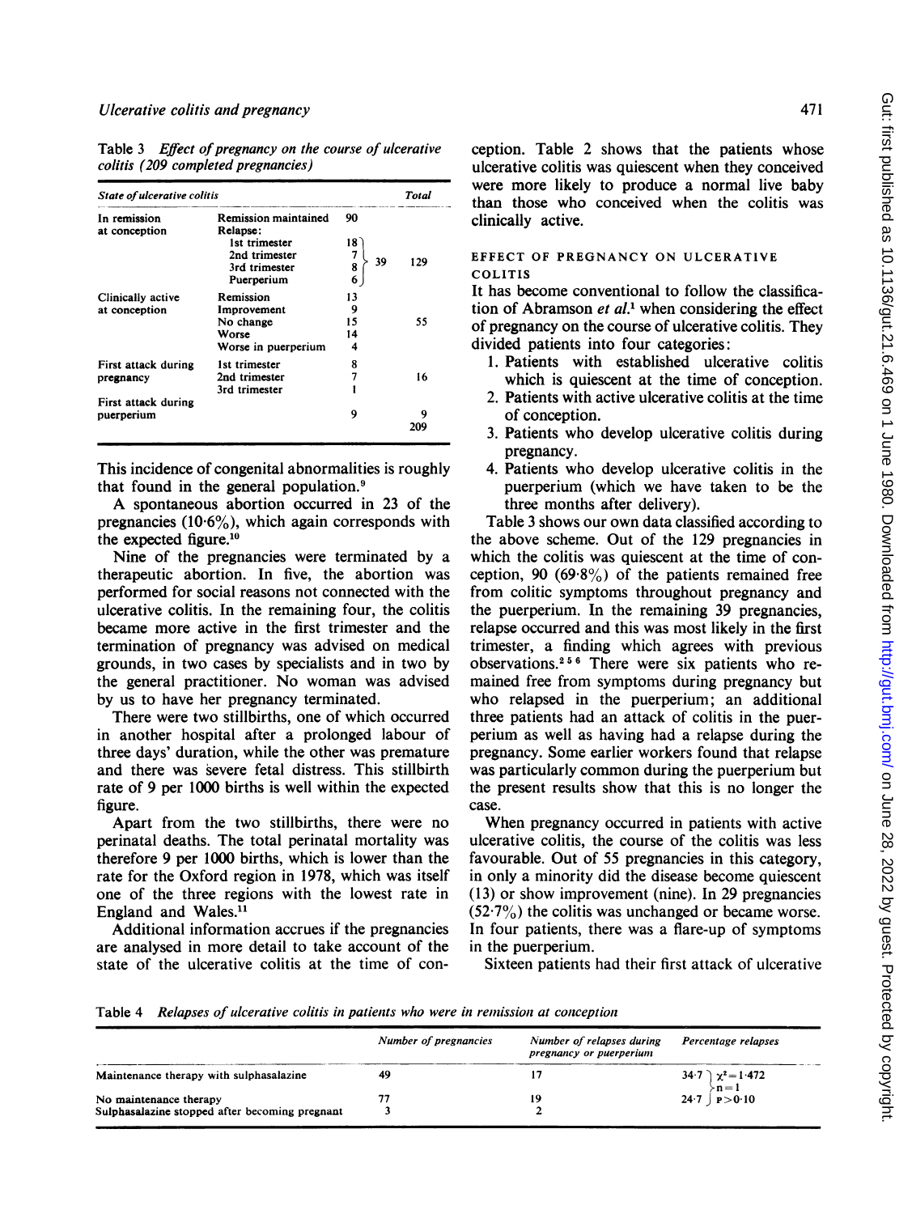Table 3 *Effect of pregnancy on the course of ulcerative colitis (209 completed pregnancies)*

| *State of ulcerative colitis* | | | | *Total* |
|---|---|---|---|---|
| In remission at conception | Remission maintained | 90 | | |
| | Relapse: | | | |
| | 1st trimester | 18 | | |
| | 2nd trimester | 7 | 39 | 129 |
| | 3rd trimester | 8 | | |
| | Puerperium | 6 | | |
| Clinically active at conception | Remission | 13 | | |
| | Improvement | 9 | | |
| | No change | 15 | | 55 |
| | Worse | 14 | | |
| | Worse in puerperium | 4 | | |
| First attack during pregnancy | 1st trimester | 8 | | |
| | 2nd trimester | 7 | | 16 |
| | 3rd trimester | 1 | | |
| First attack during puerperium | | 9 | | 9 |
| | | | | 209 |

This incidence of congenital abnormalities is roughly that found in the general population.[9]

A spontaneous abortion occurred in 23 of the pregnancies (10·6%), which again corresponds with the expected figure.[10]

Nine of the pregnancies were terminated by a therapeutic abortion. In five, the abortion was performed for social reasons not connected with the ulcerative colitis. In the remaining four, the colitis became more active in the first trimester and the termination of pregnancy was advised on medical grounds, in two cases by specialists and in two by the general practitioner. No woman was advised by us to have her pregnancy terminated.

There were two stillbirths, one of which occurred in another hospital after a prolonged labour of three days' duration, while the other was premature and there was severe fetal distress. This stillbirth rate of 9 per 1000 births is well within the expected figure.

Apart from the two stillbirths, there were no perinatal deaths. The total perinatal mortality was therefore 9 per 1000 births, which is lower than the rate for the Oxford region in 1978, which was itself one of the three regions with the lowest rate in England and Wales.[11]

Additional information accrues if the pregnancies are analysed in more detail to take account of the state of the ulcerative colitis at the time of conception. Table 2 shows that the patients whose ulcerative colitis was quiescent when they conceived were more likely to produce a normal live baby than those who conceived when the colitis was clinically active.

### EFFECT OF PREGNANCY ON ULCERATIVE COLITIS

It has become conventional to follow the classification of Abramson *et al.*[1] when considering the effect of pregnancy on the course of ulcerative colitis. They divided patients into four categories:

1. Patients with established ulcerative colitis which is quiescent at the time of conception.
2. Patients with active ulcerative colitis at the time of conception.
3. Patients who develop ulcerative colitis during pregnancy.
4. Patients who develop ulcerative colitis in the puerperium (which we have taken to be the three months after delivery).

Table 3 shows our own data classified according to the above scheme. Out of the 129 pregnancies in which the colitis was quiescent at the time of conception, 90 (69·8%) of the patients remained free from colitic symptoms throughout pregnancy and the puerperium. In the remaining 39 pregnancies, relapse occurred and this was most likely in the first trimester, a finding which agrees with previous observations.[2 5 6] There were six patients who remained free from symptoms during pregnancy but who relapsed in the puerperium; an additional three patients had an attack of colitis in the puerperium as well as having had a relapse during the pregnancy. Some earlier workers found that relapse was particularly common during the puerperium but the present results show that this is no longer the case.

When pregnancy occurred in patients with active ulcerative colitis, the course of the colitis was less favourable. Out of 55 pregnancies in this category, in only a minority did the disease become quiescent (13) or show improvement (nine). In 29 pregnancies (52·7%) the colitis was unchanged or became worse. In four patients, there was a flare-up of symptoms in the puerperium.

Sixteen patients had their first attack of ulcerative

Table 4 *Relapses of ulcerative colitis in patients who were in remission at conception*

| | *Number of pregnancies* | *Number of relapses during pregnancy or puerperium* | *Percentage relapses* |
|---|---|---|---|
| Maintenance therapy with sulphasalazine | 49 | 17 | 34·7 $\chi^2=1·472$, n=1 |
| No maintenance therapy | 77 | 19 | 24·7 $p>0·10$ |
| Sulphasalazine stopped after becoming pregnant | 3 | 2 | |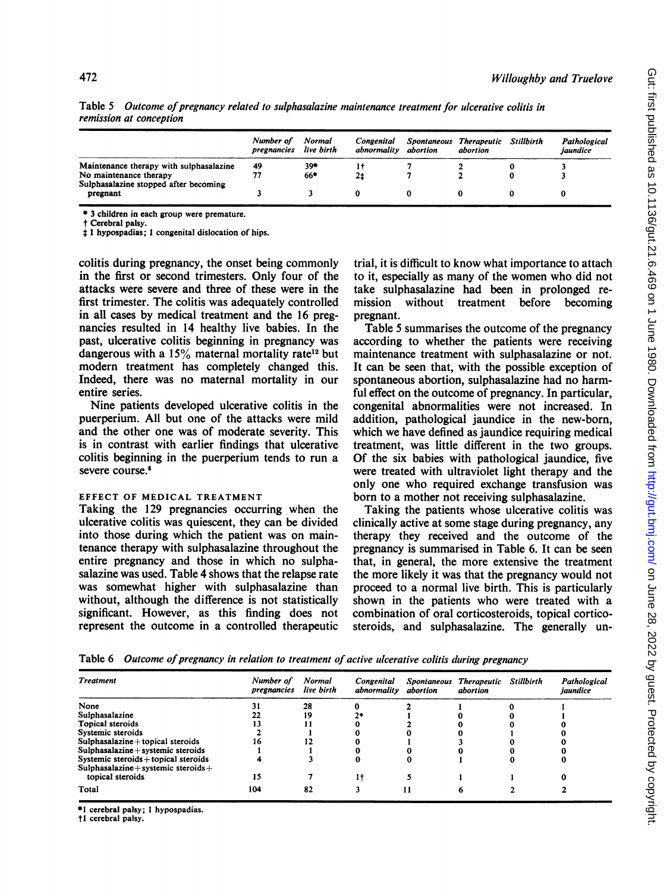Table 5 *Outcome of pregnancy related to sulphasalazine maintenance treatment for ulcerative colitis in remission at conception*

| | Number of pregnancies | Normal live birth | Congenital abnormality | Spontaneous abortion | Therapeutic abortion | Stillbirth | Pathological jaundice |
|---|---|---|---|---|---|---|---|
| Maintenance therapy with sulphasalazine | 49 | 39* | 1† | 7 | 2 | 0 | 3 |
| No maintenance therapy | 77 | 66* | 2‡ | 7 | 2 | 0 | 3 |
| Sulphasalazine stopped after becoming pregnant | 3 | 3 | 0 | 0 | 0 | 0 | 0 |

\* 3 children in each group were premature.
† Cerebral palsy.
‡ 1 hypospadias; 1 congenital dislocation of hips.

colitis during pregnancy, the onset being commonly in the first or second trimesters. Only four of the attacks were severe and three of these were in the first trimester. The colitis was adequately controlled in all cases by medical treatment and the 16 pregnancies resulted in 14 healthy live babies. In the past, ulcerative colitis beginning in pregnancy was dangerous with a 15% maternal mortality rate[12] but modern treatment has completely changed this. Indeed, there was no maternal mortality in our entire series.

Nine patients developed ulcerative colitis in the puerperium. All but one of the attacks were mild and the other one was of moderate severity. This is in contrast with earlier findings that ulcerative colitis beginning in the puerperium tends to run a severe course.[4]

### EFFECT OF MEDICAL TREATMENT

Taking the 129 pregnancies occurring when the ulcerative colitis was quiescent, they can be divided into those during which the patient was on maintenance therapy with sulphasalazine throughout the entire pregnancy and those in which no sulphasalazine was used. Table 4 shows that the relapse rate was somewhat higher with sulphasalazine than without, although the difference is not statistically significant. However, as this finding does not represent the outcome in a controlled therapeutic trial, it is difficult to know what importance to attach to it, especially as many of the women who did not take sulphasalazine had been in prolonged remission without treatment before becoming pregnant.

Table 5 summarises the outcome of the pregnancy according to whether the patients were receiving maintenance treatment with sulphasalazine or not. It can be seen that, with the possible exception of spontaneous abortion, sulphasalazine had no harmful effect on the outcome of pregnancy. In particular, congenital abnormalities were not increased. In addition, pathological jaundice in the new-born, which we have defined as jaundice requiring medical treatment, was little different in the two groups. Of the six babies with pathological jaundice, five were treated with ultraviolet light therapy and the only one who required exchange transfusion was born to a mother not receiving sulphasalazine.

Taking the patients whose ulcerative colitis was clinically active at some stage during pregnancy, any therapy they received and the outcome of the pregnancy is summarised in Table 6. It can be seen that, in general, the more extensive the treatment the more likely it was that the pregnancy would not proceed to a normal live birth. This is particularly shown in the patients who were treated with a combination of oral corticosteroids, topical corticosteroids, and sulphasalazine. The generally un-

Table 6 *Outcome of pregnancy in relation to treatment of active ulcerative colitis during pregnancy*

| Treatment | Number of pregnancies | Normal live birth | Congenital abnormality | Spontaneous abortion | Therapeutic abortion | Stillbirth | Pathological jaundice |
|---|---|---|---|---|---|---|---|
| None | 31 | 28 | 0 | 2 | 1 | 0 | 1 |
| Sulphasalazine | 22 | 19 | 2* | 1 | 0 | 0 | 1 |
| Topical steroids | 13 | 11 | 0 | 2 | 0 | 0 | 0 |
| Systemic steroids | 2 | 1 | 0 | 0 | 0 | 1 | 0 |
| Sulphasalazine + topical steroids | 16 | 12 | 0 | 1 | 3 | 0 | 0 |
| Sulphasalazine + systemic steroids | 1 | 1 | 0 | 0 | 0 | 0 | 0 |
| Systemic steroids + topical steroids | 4 | 3 | 0 | 0 | 1 | 0 | 0 |
| Sulphasalazine + systemic steroids + topical steroids | 15 | 7 | 1† | 5 | 1 | 1 | 0 |
| Total | 104 | 82 | 3 | 11 | 6 | 2 | 2 |

\*1 cerebral palsy; 1 hypospadias.
†1 cerebral palsy.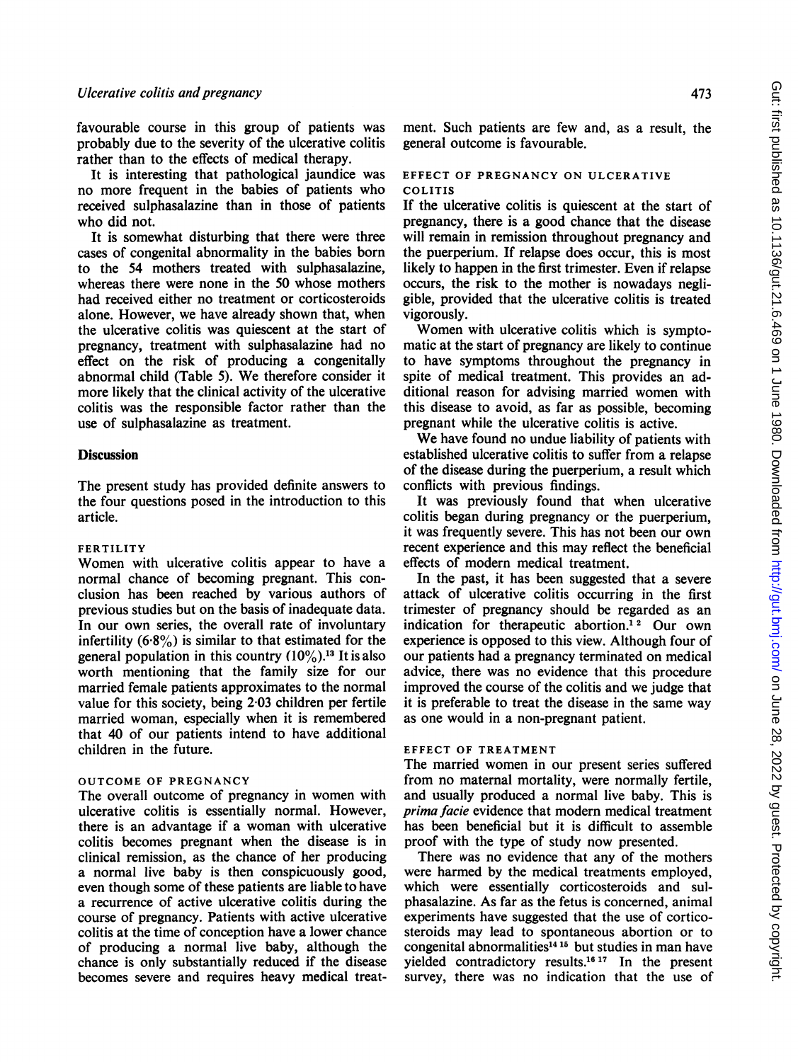favourable course in this group of patients was probably due to the severity of the ulcerative colitis rather than to the effects of medical therapy.

It is interesting that pathological jaundice was no more frequent in the babies of patients who received sulphasalazine than in those of patients who did not.

It is somewhat disturbing that there were three cases of congenital abnormality in the babies born to the 54 mothers treated with sulphasalazine, whereas there were none in the 50 whose mothers had received either no treatment or corticosteroids alone. However, we have already shown that, when the ulcerative colitis was quiescent at the start of pregnancy, treatment with sulphasalazine had no effect on the risk of producing a congenitally abnormal child (Table 5). We therefore consider it more likely that the clinical activity of the ulcerative colitis was the responsible factor rather than the use of sulphasalazine as treatment.

## Discussion

The present study has provided definite answers to the four questions posed in the introduction to this article.

### FERTILITY

Women with ulcerative colitis appear to have a normal chance of becoming pregnant. This conclusion has been reached by various authors of previous studies but on the basis of inadequate data. In our own series, the overall rate of involuntary infertility (6·8%) is similar to that estimated for the general population in this country (10%).[13] It is also worth mentioning that the family size for our married female patients approximates to the normal value for this society, being 2·03 children per fertile married woman, especially when it is remembered that 40 of our patients intend to have additional children in the future.

### OUTCOME OF PREGNANCY

The overall outcome of pregnancy in women with ulcerative colitis is essentially normal. However, there is an advantage if a woman with ulcerative colitis becomes pregnant when the disease is in clinical remission, as the chance of her producing a normal live baby is then conspicuously good, even though some of these patients are liable to have a recurrence of active ulcerative colitis during the course of pregnancy. Patients with active ulcerative colitis at the time of conception have a lower chance of producing a normal live baby, although the chance is only substantially reduced if the disease becomes severe and requires heavy medical treatment. Such patients are few and, as a result, the general outcome is favourable.

### EFFECT OF PREGNANCY ON ULCERATIVE COLITIS

If the ulcerative colitis is quiescent at the start of pregnancy, there is a good chance that the disease will remain in remission throughout pregnancy and the puerperium. If relapse does occur, this is most likely to happen in the first trimester. Even if relapse occurs, the risk to the mother is nowadays negligible, provided that the ulcerative colitis is treated vigorously.

Women with ulcerative colitis which is symptomatic at the start of pregnancy are likely to continue to have symptoms throughout the pregnancy in spite of medical treatment. This provides an additional reason for advising married women with this disease to avoid, as far as possible, becoming pregnant while the ulcerative colitis is active.

We have found no undue liability of patients with established ulcerative colitis to suffer from a relapse of the disease during the puerperium, a result which conflicts with previous findings.

It was previously found that when ulcerative colitis began during pregnancy or the puerperium, it was frequently severe. This has not been our own recent experience and this may reflect the beneficial effects of modern medical treatment.

In the past, it has been suggested that a severe attack of ulcerative colitis occurring in the first trimester of pregnancy should be regarded as an indication for therapeutic abortion.[1,2] Our own experience is opposed to this view. Although four of our patients had a pregnancy terminated on medical advice, there was no evidence that this procedure improved the course of the colitis and we judge that it is preferable to treat the disease in the same way as one would in a non-pregnant patient.

### EFFECT OF TREATMENT

The married women in our present series suffered from no maternal mortality, were normally fertile, and usually produced a normal live baby. This is *prima facie* evidence that modern medical treatment has been beneficial but it is difficult to assemble proof with the type of study now presented.

There was no evidence that any of the mothers were harmed by the medical treatments employed, which were essentially corticosteroids and sulphasalazine. As far as the fetus is concerned, animal experiments have suggested that the use of corticosteroids may lead to spontaneous abortion or to congenital abnormalities[14,15] but studies in man have yielded contradictory results.[16,17] In the present survey, there was no indication that the use of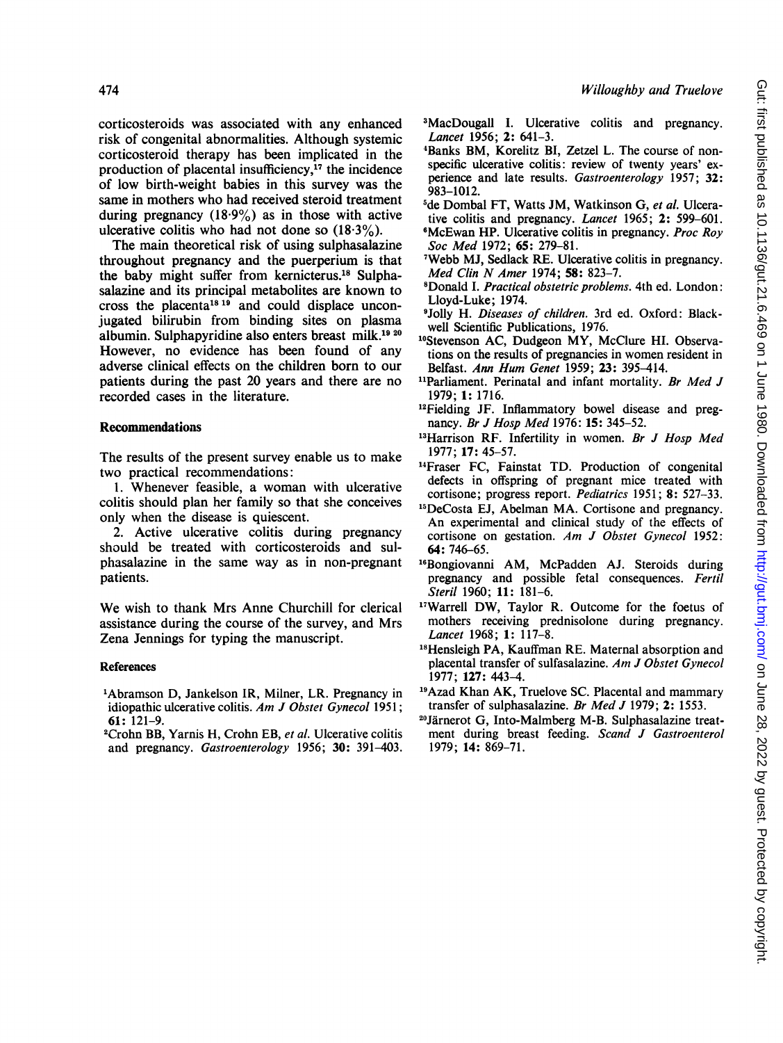corticosteroids was associated with any enhanced risk of congenital abnormalities. Although systemic corticosteroid therapy has been implicated in the production of placental insufficiency,[17] the incidence of low birth-weight babies in this survey was the same in mothers who had received steroid treatment during pregnancy (18·9%) as in those with active ulcerative colitis who had not done so (18·3%).

The main theoretical risk of using sulphasalazine throughout pregnancy and the puerperium is that the baby might suffer from kernicterus.[18] Sulphasalazine and its principal metabolites are known to cross the placenta[18 19] and could displace unconjugated bilirubin from binding sites on plasma albumin. Sulphapyridine also enters breast milk.[19 20] However, no evidence has been found of any adverse clinical effects on the children born to our patients during the past 20 years and there are no recorded cases in the literature.

## Recommendations

The results of the present survey enable us to make two practical recommendations:

1. Whenever feasible, a woman with ulcerative colitis should plan her family so that she conceives only when the disease is quiescent.

2. Active ulcerative colitis during pregnancy should be treated with corticosteroids and sulphasalazine in the same way as in non-pregnant patients.

We wish to thank Mrs Anne Churchill for clerical assistance during the course of the survey, and Mrs Zena Jennings for typing the manuscript.

## References

1. Abramson D, Jankelson IR, Milner, LR. Pregnancy in idiopathic ulcerative colitis. *Am J Obstet Gynecol* 1951; **61**: 121–9.
2. Crohn BB, Yarnis H, Crohn EB, *et al.* Ulcerative colitis and pregnancy. *Gastroenterology* 1956; **30**: 391–403.
3. MacDougall I. Ulcerative colitis and pregnancy. *Lancet* 1956; **2**: 641–3.
4. Banks BM, Korelitz BI, Zetzel L. The course of non-specific ulcerative colitis: review of twenty years' experience and late results. *Gastroenterology* 1957; **32**: 983–1012.
5. de Dombal FT, Watts JM, Watkinson G, *et al.* Ulcerative colitis and pregnancy. *Lancet* 1965; **2**: 599–601.
6. McEwan HP. Ulcerative colitis in pregnancy. *Proc Roy Soc Med* 1972; **65**: 279–81.
7. Webb MJ, Sedlack RE. Ulcerative colitis in pregnancy. *Med Clin N Amer* 1974; **58**: 823–7.
8. Donald I. *Practical obstetric problems*. 4th ed. London: Lloyd-Luke; 1974.
9. Jolly H. *Diseases of children*. 3rd ed. Oxford: Blackwell Scientific Publications, 1976.
10. Stevenson AC, Dudgeon MY, McClure HI. Observations on the results of pregnancies in women resident in Belfast. *Ann Hum Genet* 1959; **23**: 395–414.
11. Parliament. Perinatal and infant mortality. *Br Med J* 1979; **1**: 1716.
12. Fielding JF. Inflammatory bowel disease and pregnancy. *Br J Hosp Med* 1976: **15**: 345–52.
13. Harrison RF. Infertility in women. *Br J Hosp Med* 1977; **17**: 45–57.
14. Fraser FC, Fainstat TD. Production of congenital defects in offspring of pregnant mice treated with cortisone; progress report. *Pediatrics* 1951; **8**: 527–33.
15. DeCosta EJ, Abelman MA. Cortisone and pregnancy. An experimental and clinical study of the effects of cortisone on gestation. *Am J Obstet Gynecol* 1952: **64**: 746–65.
16. Bongiovanni AM, McPadden AJ. Steroids during pregnancy and possible fetal consequences. *Fertil Steril* 1960; **11**: 181–6.
17. Warrell DW, Taylor R. Outcome for the foetus of mothers receiving prednisolone during pregnancy. *Lancet* 1968; **1**: 117–8.
18. Hensleigh PA, Kauffman RE. Maternal absorption and placental transfer of sulfasalazine. *Am J Obstet Gynecol* 1977; **127**: 443–4.
19. Azad Khan AK, Truelove SC. Placental and mammary transfer of sulphasalazine. *Br Med J* 1979; **2**: 1553.
20. Järnerot G, Into-Malmberg M-B. Sulphasalazine treatment during breast feeding. *Scand J Gastroenterol* 1979; **14**: 869–71.